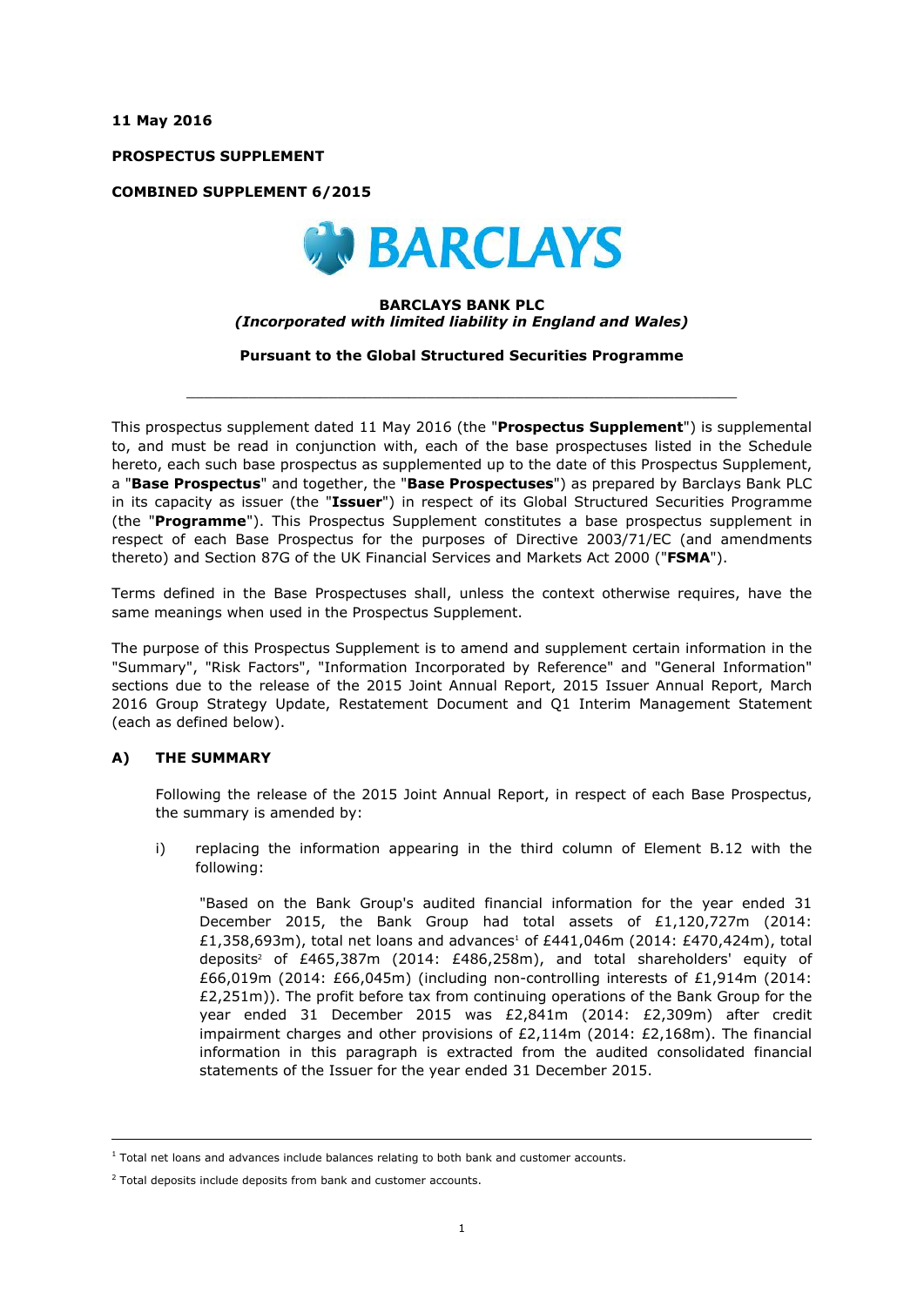**11 May 2016**

**PROSPECTUS SUPPLEMENT**

**COMBINED SUPPLEMENT 6/2015**

**BARCLAYS**

**BARCLAYS BANK PLC**
***(Incorporated with limited liability in England and Wales)***

**Pursuant to the Global Structured Securities Programme**

---

This prospectus supplement dated 11 May 2016 (the "**Prospectus Supplement**") is supplemental to, and must be read in conjunction with, each of the base prospectuses listed in the Schedule hereto, each such base prospectus as supplemented up to the date of this Prospectus Supplement, a "**Base Prospectus**" and together, the "**Base Prospectuses**") as prepared by Barclays Bank PLC in its capacity as issuer (the "**Issuer**") in respect of its Global Structured Securities Programme (the "**Programme**"). This Prospectus Supplement constitutes a base prospectus supplement in respect of each Base Prospectus for the purposes of Directive 2003/71/EC (and amendments thereto) and Section 87G of the UK Financial Services and Markets Act 2000 ("**FSMA**").

Terms defined in the Base Prospectuses shall, unless the context otherwise requires, have the same meanings when used in the Prospectus Supplement.

The purpose of this Prospectus Supplement is to amend and supplement certain information in the "Summary", "Risk Factors", "Information Incorporated by Reference" and "General Information" sections due to the release of the 2015 Joint Annual Report, 2015 Issuer Annual Report, March 2016 Group Strategy Update, Restatement Document and Q1 Interim Management Statement (each as defined below).

## A) THE SUMMARY

Following the release of the 2015 Joint Annual Report, in respect of each Base Prospectus, the summary is amended by:

i) replacing the information appearing in the third column of Element B.12 with the following:

"Based on the Bank Group's audited financial information for the year ended 31 December 2015, the Bank Group had total assets of £1,120,727m (2014: £1,358,693m), total net loans and advances[1] of £441,046m (2014: £470,424m), total deposits[2] of £465,387m (2014: £486,258m), and total shareholders' equity of £66,019m (2014: £66,045m) (including non-controlling interests of £1,914m (2014: £2,251m)). The profit before tax from continuing operations of the Bank Group for the year ended 31 December 2015 was £2,841m (2014: £2,309m) after credit impairment charges and other provisions of £2,114m (2014: £2,168m). The financial information in this paragraph is extracted from the audited consolidated financial statements of the Issuer for the year ended 31 December 2015.

---

[1] Total net loans and advances include balances relating to both bank and customer accounts.

[2] Total deposits include deposits from bank and customer accounts.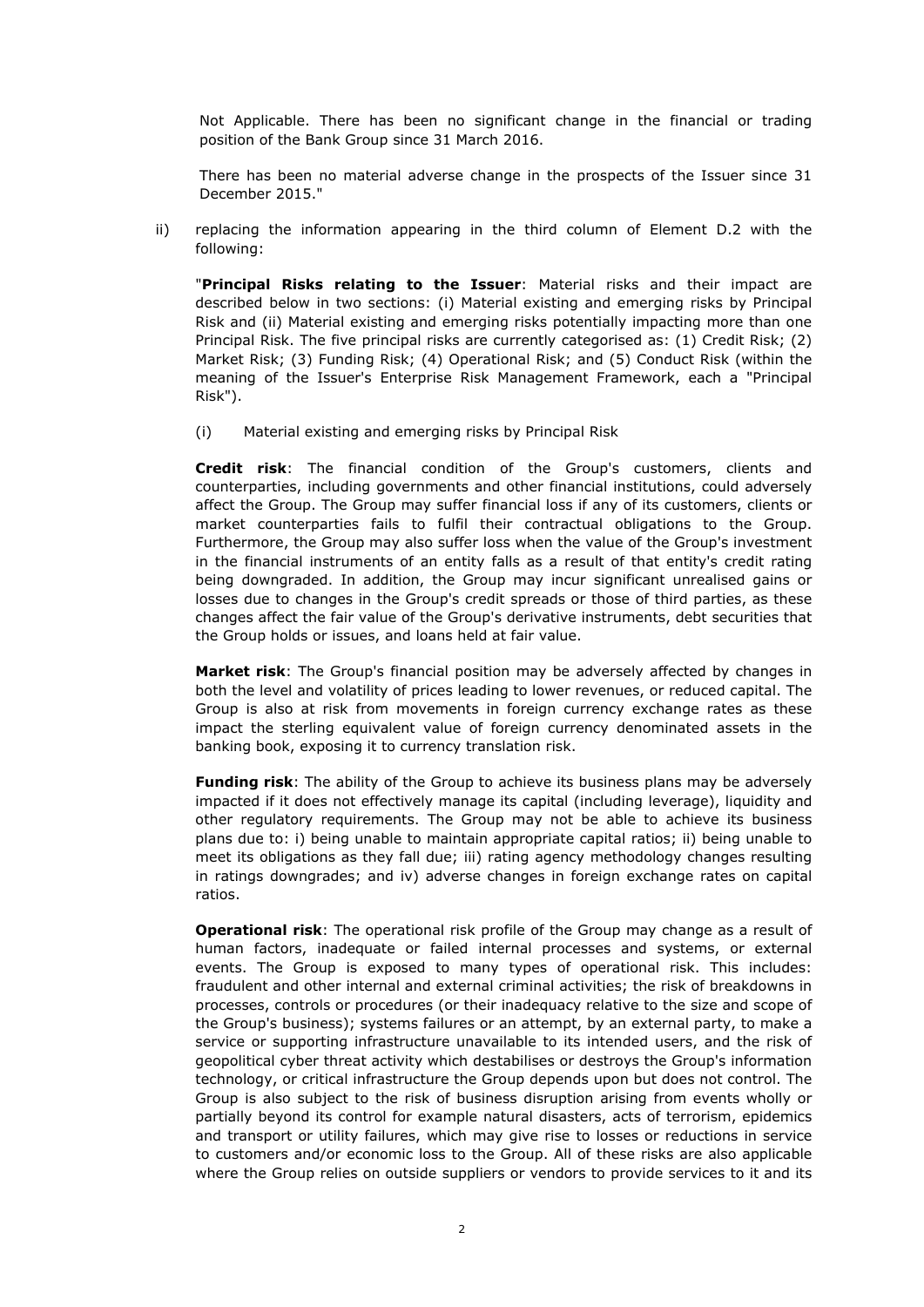Not Applicable. There has been no significant change in the financial or trading position of the Bank Group since 31 March 2016.

There has been no material adverse change in the prospects of the Issuer since 31 December 2015."

ii) replacing the information appearing in the third column of Element D.2 with the following:

"**Principal Risks relating to the Issuer**: Material risks and their impact are described below in two sections: (i) Material existing and emerging risks by Principal Risk and (ii) Material existing and emerging risks potentially impacting more than one Principal Risk. The five principal risks are currently categorised as: (1) Credit Risk; (2) Market Risk; (3) Funding Risk; (4) Operational Risk; and (5) Conduct Risk (within the meaning of the Issuer's Enterprise Risk Management Framework, each a "Principal Risk").

(i) Material existing and emerging risks by Principal Risk

**Credit risk**: The financial condition of the Group's customers, clients and counterparties, including governments and other financial institutions, could adversely affect the Group. The Group may suffer financial loss if any of its customers, clients or market counterparties fails to fulfil their contractual obligations to the Group. Furthermore, the Group may also suffer loss when the value of the Group's investment in the financial instruments of an entity falls as a result of that entity's credit rating being downgraded. In addition, the Group may incur significant unrealised gains or losses due to changes in the Group's credit spreads or those of third parties, as these changes affect the fair value of the Group's derivative instruments, debt securities that the Group holds or issues, and loans held at fair value.

**Market risk**: The Group's financial position may be adversely affected by changes in both the level and volatility of prices leading to lower revenues, or reduced capital. The Group is also at risk from movements in foreign currency exchange rates as these impact the sterling equivalent value of foreign currency denominated assets in the banking book, exposing it to currency translation risk.

**Funding risk**: The ability of the Group to achieve its business plans may be adversely impacted if it does not effectively manage its capital (including leverage), liquidity and other regulatory requirements. The Group may not be able to achieve its business plans due to: i) being unable to maintain appropriate capital ratios; ii) being unable to meet its obligations as they fall due; iii) rating agency methodology changes resulting in ratings downgrades; and iv) adverse changes in foreign exchange rates on capital ratios.

**Operational risk**: The operational risk profile of the Group may change as a result of human factors, inadequate or failed internal processes and systems, or external events. The Group is exposed to many types of operational risk. This includes: fraudulent and other internal and external criminal activities; the risk of breakdowns in processes, controls or procedures (or their inadequacy relative to the size and scope of the Group's business); systems failures or an attempt, by an external party, to make a service or supporting infrastructure unavailable to its intended users, and the risk of geopolitical cyber threat activity which destabilises or destroys the Group's information technology, or critical infrastructure the Group depends upon but does not control. The Group is also subject to the risk of business disruption arising from events wholly or partially beyond its control for example natural disasters, acts of terrorism, epidemics and transport or utility failures, which may give rise to losses or reductions in service to customers and/or economic loss to the Group. All of these risks are also applicable where the Group relies on outside suppliers or vendors to provide services to it and its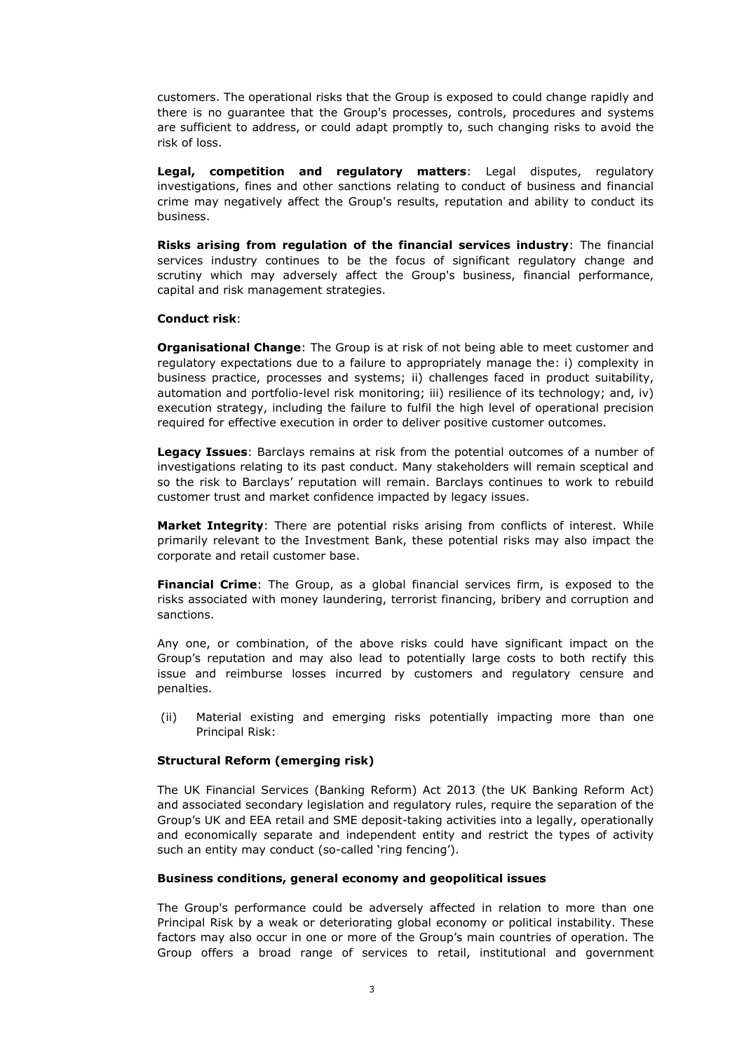customers. The operational risks that the Group is exposed to could change rapidly and there is no guarantee that the Group's processes, controls, procedures and systems are sufficient to address, or could adapt promptly to, such changing risks to avoid the risk of loss.

**Legal, competition and regulatory matters**: Legal disputes, regulatory investigations, fines and other sanctions relating to conduct of business and financial crime may negatively affect the Group's results, reputation and ability to conduct its business.

**Risks arising from regulation of the financial services industry**: The financial services industry continues to be the focus of significant regulatory change and scrutiny which may adversely affect the Group's business, financial performance, capital and risk management strategies.

**Conduct risk**:

**Organisational Change**: The Group is at risk of not being able to meet customer and regulatory expectations due to a failure to appropriately manage the: i) complexity in business practice, processes and systems; ii) challenges faced in product suitability, automation and portfolio-level risk monitoring; iii) resilience of its technology; and, iv) execution strategy, including the failure to fulfil the high level of operational precision required for effective execution in order to deliver positive customer outcomes.

**Legacy Issues**: Barclays remains at risk from the potential outcomes of a number of investigations relating to its past conduct. Many stakeholders will remain sceptical and so the risk to Barclays' reputation will remain. Barclays continues to work to rebuild customer trust and market confidence impacted by legacy issues.

**Market Integrity**: There are potential risks arising from conflicts of interest. While primarily relevant to the Investment Bank, these potential risks may also impact the corporate and retail customer base.

**Financial Crime**: The Group, as a global financial services firm, is exposed to the risks associated with money laundering, terrorist financing, bribery and corruption and sanctions.

Any one, or combination, of the above risks could have significant impact on the Group's reputation and may also lead to potentially large costs to both rectify this issue and reimburse losses incurred by customers and regulatory censure and penalties.

(ii) Material existing and emerging risks potentially impacting more than one Principal Risk:

**Structural Reform (emerging risk)**

The UK Financial Services (Banking Reform) Act 2013 (the UK Banking Reform Act) and associated secondary legislation and regulatory rules, require the separation of the Group's UK and EEA retail and SME deposit-taking activities into a legally, operationally and economically separate and independent entity and restrict the types of activity such an entity may conduct (so-called 'ring fencing').

**Business conditions, general economy and geopolitical issues**

The Group's performance could be adversely affected in relation to more than one Principal Risk by a weak or deteriorating global economy or political instability. These factors may also occur in one or more of the Group's main countries of operation. The Group offers a broad range of services to retail, institutional and government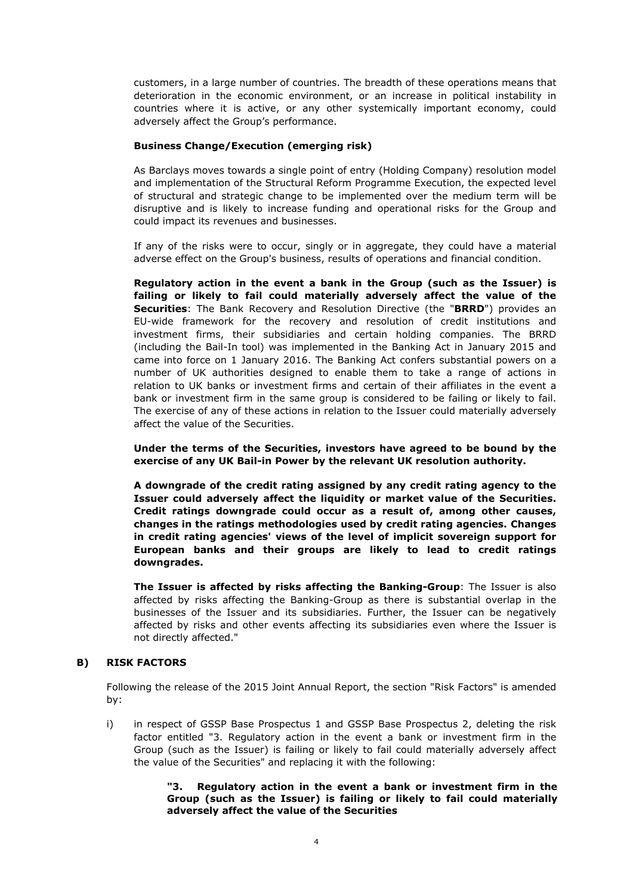customers, in a large number of countries. The breadth of these operations means that deterioration in the economic environment, or an increase in political instability in countries where it is active, or any other systemically important economy, could adversely affect the Group's performance.

**Business Change/Execution (emerging risk)**

As Barclays moves towards a single point of entry (Holding Company) resolution model and implementation of the Structural Reform Programme Execution, the expected level of structural and strategic change to be implemented over the medium term will be disruptive and is likely to increase funding and operational risks for the Group and could impact its revenues and businesses.

If any of the risks were to occur, singly or in aggregate, they could have a material adverse effect on the Group's business, results of operations and financial condition.

**Regulatory action in the event a bank in the Group (such as the Issuer) is failing or likely to fail could materially adversely affect the value of the Securities**: The Bank Recovery and Resolution Directive (the "**BRRD**") provides an EU-wide framework for the recovery and resolution of credit institutions and investment firms, their subsidiaries and certain holding companies. The BRRD (including the Bail-In tool) was implemented in the Banking Act in January 2015 and came into force on 1 January 2016. The Banking Act confers substantial powers on a number of UK authorities designed to enable them to take a range of actions in relation to UK banks or investment firms and certain of their affiliates in the event a bank or investment firm in the same group is considered to be failing or likely to fail. The exercise of any of these actions in relation to the Issuer could materially adversely affect the value of the Securities.

**Under the terms of the Securities, investors have agreed to be bound by the exercise of any UK Bail-in Power by the relevant UK resolution authority.**

**A downgrade of the credit rating assigned by any credit rating agency to the Issuer could adversely affect the liquidity or market value of the Securities. Credit ratings downgrade could occur as a result of, among other causes, changes in the ratings methodologies used by credit rating agencies. Changes in credit rating agencies' views of the level of implicit sovereign support for European banks and their groups are likely to lead to credit ratings downgrades.**

**The Issuer is affected by risks affecting the Banking-Group**: The Issuer is also affected by risks affecting the Banking-Group as there is substantial overlap in the businesses of the Issuer and its subsidiaries. Further, the Issuer can be negatively affected by risks and other events affecting its subsidiaries even where the Issuer is not directly affected."

## B) RISK FACTORS

Following the release of the 2015 Joint Annual Report, the section "Risk Factors" is amended by:

i) in respect of GSSP Base Prospectus 1 and GSSP Base Prospectus 2, deleting the risk factor entitled "3. Regulatory action in the event a bank or investment firm in the Group (such as the Issuer) is failing or likely to fail could materially adversely affect the value of the Securities" and replacing it with the following:

> **"3. Regulatory action in the event a bank or investment firm in the Group (such as the Issuer) is failing or likely to fail could materially adversely affect the value of the Securities**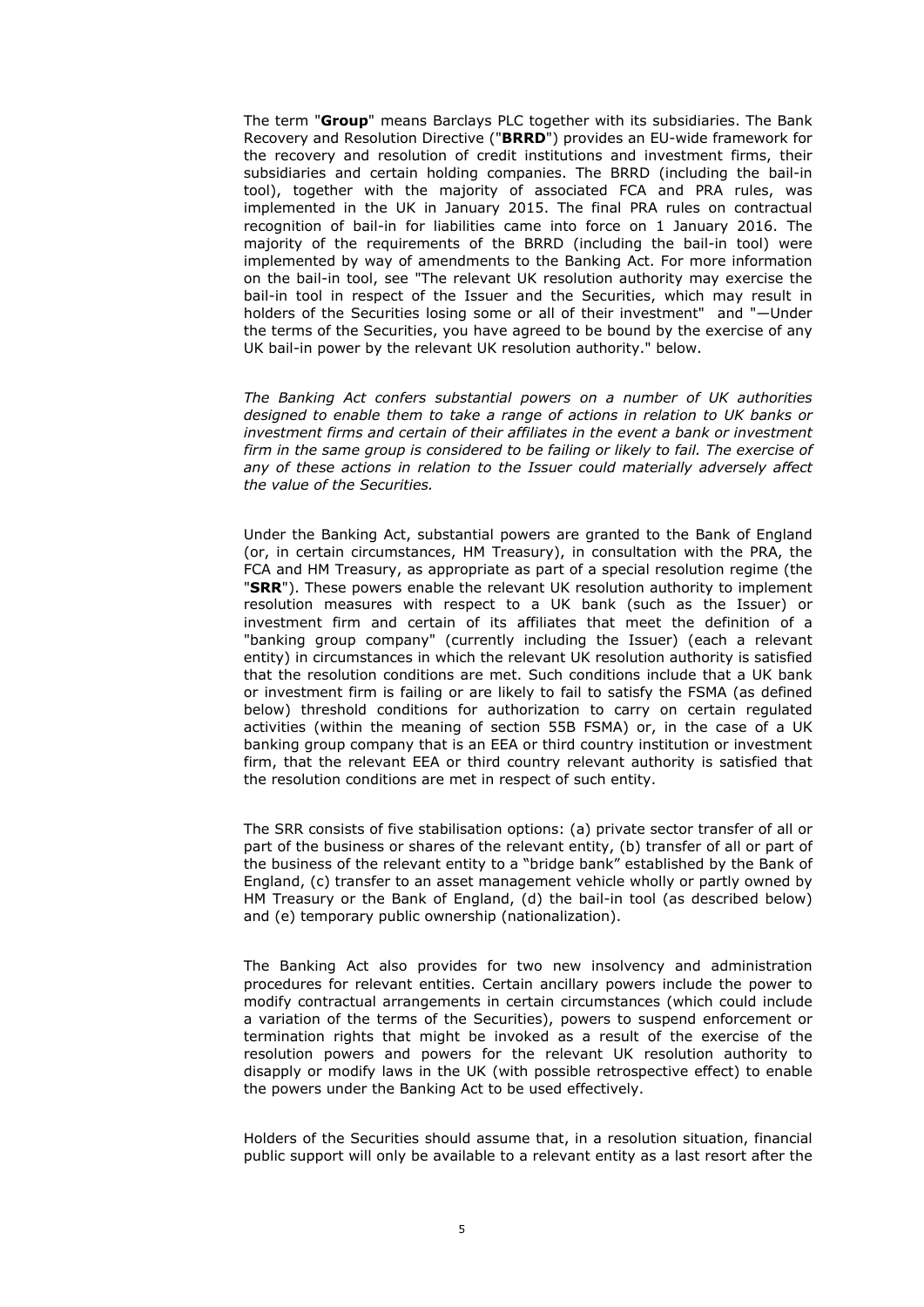The term "**Group**" means Barclays PLC together with its subsidiaries. The Bank Recovery and Resolution Directive ("**BRRD**") provides an EU-wide framework for the recovery and resolution of credit institutions and investment firms, their subsidiaries and certain holding companies. The BRRD (including the bail-in tool), together with the majority of associated FCA and PRA rules, was implemented in the UK in January 2015. The final PRA rules on contractual recognition of bail-in for liabilities came into force on 1 January 2016. The majority of the requirements of the BRRD (including the bail-in tool) were implemented by way of amendments to the Banking Act. For more information on the bail-in tool, see "The relevant UK resolution authority may exercise the bail-in tool in respect of the Issuer and the Securities, which may result in holders of the Securities losing some or all of their investment" and "—Under the terms of the Securities, you have agreed to be bound by the exercise of any UK bail-in power by the relevant UK resolution authority." below.

*The Banking Act confers substantial powers on a number of UK authorities designed to enable them to take a range of actions in relation to UK banks or investment firms and certain of their affiliates in the event a bank or investment firm in the same group is considered to be failing or likely to fail. The exercise of any of these actions in relation to the Issuer could materially adversely affect the value of the Securities.*

Under the Banking Act, substantial powers are granted to the Bank of England (or, in certain circumstances, HM Treasury), in consultation with the PRA, the FCA and HM Treasury, as appropriate as part of a special resolution regime (the "**SRR**"). These powers enable the relevant UK resolution authority to implement resolution measures with respect to a UK bank (such as the Issuer) or investment firm and certain of its affiliates that meet the definition of a "banking group company" (currently including the Issuer) (each a relevant entity) in circumstances in which the relevant UK resolution authority is satisfied that the resolution conditions are met. Such conditions include that a UK bank or investment firm is failing or are likely to fail to satisfy the FSMA (as defined below) threshold conditions for authorization to carry on certain regulated activities (within the meaning of section 55B FSMA) or, in the case of a UK banking group company that is an EEA or third country institution or investment firm, that the relevant EEA or third country relevant authority is satisfied that the resolution conditions are met in respect of such entity.

The SRR consists of five stabilisation options: (a) private sector transfer of all or part of the business or shares of the relevant entity, (b) transfer of all or part of the business of the relevant entity to a "bridge bank" established by the Bank of England, (c) transfer to an asset management vehicle wholly or partly owned by HM Treasury or the Bank of England, (d) the bail-in tool (as described below) and (e) temporary public ownership (nationalization).

The Banking Act also provides for two new insolvency and administration procedures for relevant entities. Certain ancillary powers include the power to modify contractual arrangements in certain circumstances (which could include a variation of the terms of the Securities), powers to suspend enforcement or termination rights that might be invoked as a result of the exercise of the resolution powers and powers for the relevant UK resolution authority to disapply or modify laws in the UK (with possible retrospective effect) to enable the powers under the Banking Act to be used effectively.

Holders of the Securities should assume that, in a resolution situation, financial public support will only be available to a relevant entity as a last resort after the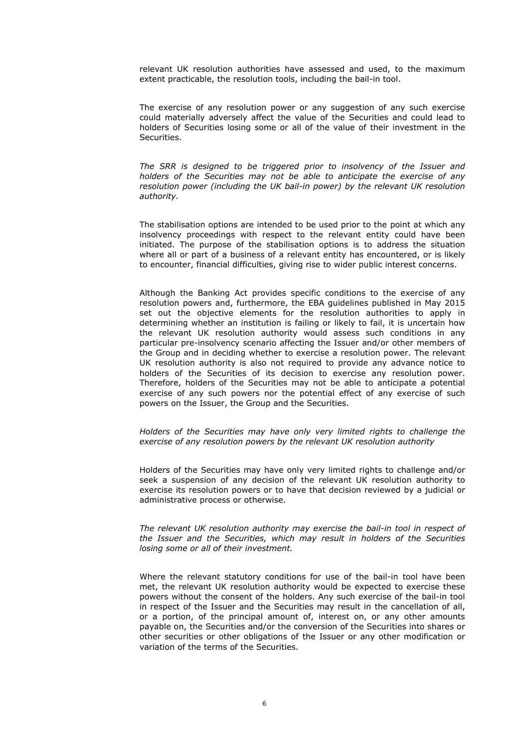relevant UK resolution authorities have assessed and used, to the maximum extent practicable, the resolution tools, including the bail-in tool.

The exercise of any resolution power or any suggestion of any such exercise could materially adversely affect the value of the Securities and could lead to holders of Securities losing some or all of the value of their investment in the Securities.

*The SRR is designed to be triggered prior to insolvency of the Issuer and holders of the Securities may not be able to anticipate the exercise of any resolution power (including the UK bail-in power) by the relevant UK resolution authority.*

The stabilisation options are intended to be used prior to the point at which any insolvency proceedings with respect to the relevant entity could have been initiated. The purpose of the stabilisation options is to address the situation where all or part of a business of a relevant entity has encountered, or is likely to encounter, financial difficulties, giving rise to wider public interest concerns.

Although the Banking Act provides specific conditions to the exercise of any resolution powers and, furthermore, the EBA guidelines published in May 2015 set out the objective elements for the resolution authorities to apply in determining whether an institution is failing or likely to fail, it is uncertain how the relevant UK resolution authority would assess such conditions in any particular pre-insolvency scenario affecting the Issuer and/or other members of the Group and in deciding whether to exercise a resolution power. The relevant UK resolution authority is also not required to provide any advance notice to holders of the Securities of its decision to exercise any resolution power. Therefore, holders of the Securities may not be able to anticipate a potential exercise of any such powers nor the potential effect of any exercise of such powers on the Issuer, the Group and the Securities.

*Holders of the Securities may have only very limited rights to challenge the exercise of any resolution powers by the relevant UK resolution authority*

Holders of the Securities may have only very limited rights to challenge and/or seek a suspension of any decision of the relevant UK resolution authority to exercise its resolution powers or to have that decision reviewed by a judicial or administrative process or otherwise.

*The relevant UK resolution authority may exercise the bail-in tool in respect of the Issuer and the Securities, which may result in holders of the Securities losing some or all of their investment.*

Where the relevant statutory conditions for use of the bail-in tool have been met, the relevant UK resolution authority would be expected to exercise these powers without the consent of the holders. Any such exercise of the bail-in tool in respect of the Issuer and the Securities may result in the cancellation of all, or a portion, of the principal amount of, interest on, or any other amounts payable on, the Securities and/or the conversion of the Securities into shares or other securities or other obligations of the Issuer or any other modification or variation of the terms of the Securities.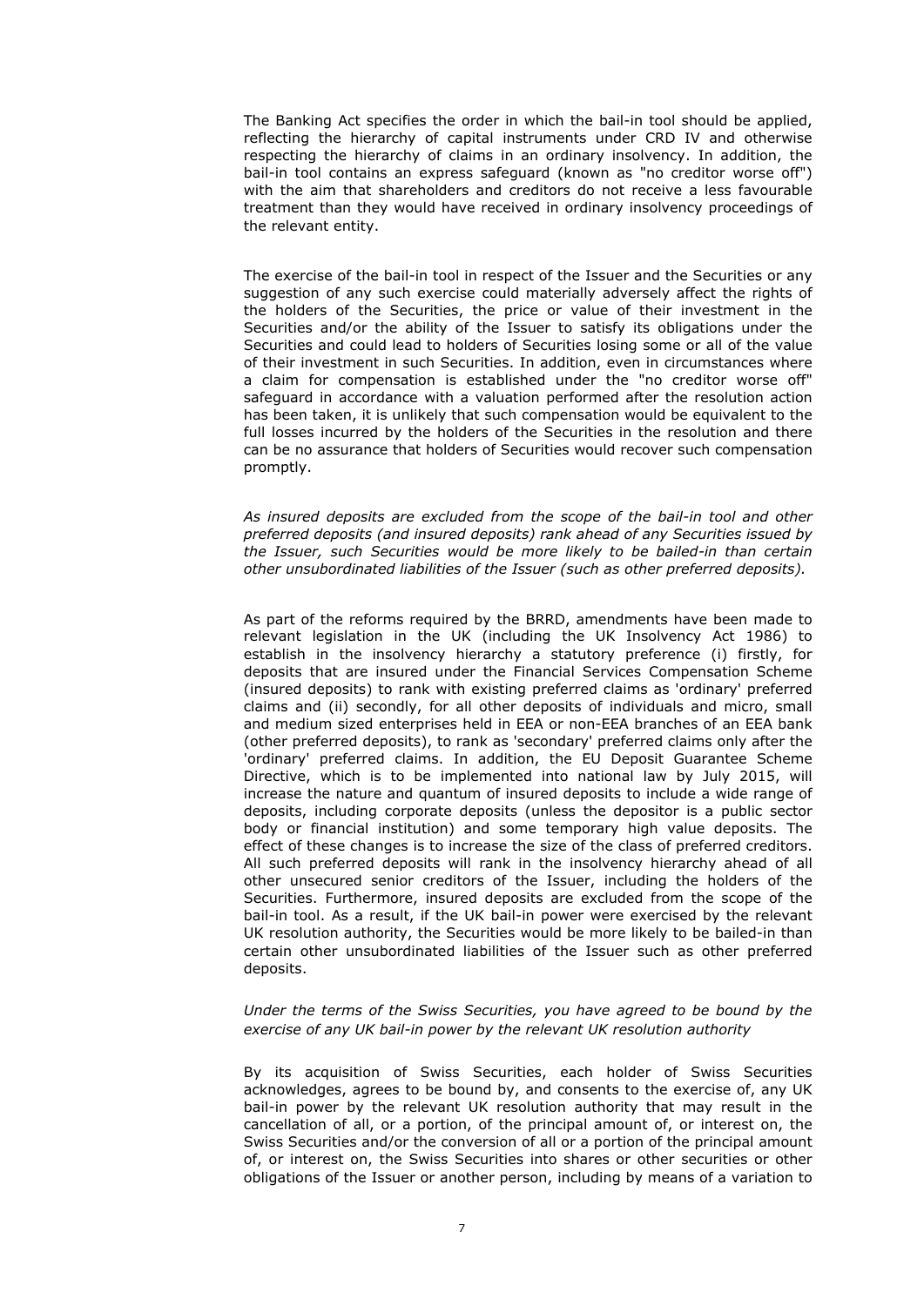The Banking Act specifies the order in which the bail-in tool should be applied, reflecting the hierarchy of capital instruments under CRD IV and otherwise respecting the hierarchy of claims in an ordinary insolvency. In addition, the bail-in tool contains an express safeguard (known as "no creditor worse off") with the aim that shareholders and creditors do not receive a less favourable treatment than they would have received in ordinary insolvency proceedings of the relevant entity.

The exercise of the bail-in tool in respect of the Issuer and the Securities or any suggestion of any such exercise could materially adversely affect the rights of the holders of the Securities, the price or value of their investment in the Securities and/or the ability of the Issuer to satisfy its obligations under the Securities and could lead to holders of Securities losing some or all of the value of their investment in such Securities. In addition, even in circumstances where a claim for compensation is established under the "no creditor worse off" safeguard in accordance with a valuation performed after the resolution action has been taken, it is unlikely that such compensation would be equivalent to the full losses incurred by the holders of the Securities in the resolution and there can be no assurance that holders of Securities would recover such compensation promptly.

*As insured deposits are excluded from the scope of the bail-in tool and other preferred deposits (and insured deposits) rank ahead of any Securities issued by the Issuer, such Securities would be more likely to be bailed-in than certain other unsubordinated liabilities of the Issuer (such as other preferred deposits).*

As part of the reforms required by the BRRD, amendments have been made to relevant legislation in the UK (including the UK Insolvency Act 1986) to establish in the insolvency hierarchy a statutory preference (i) firstly, for deposits that are insured under the Financial Services Compensation Scheme (insured deposits) to rank with existing preferred claims as 'ordinary' preferred claims and (ii) secondly, for all other deposits of individuals and micro, small and medium sized enterprises held in EEA or non-EEA branches of an EEA bank (other preferred deposits), to rank as 'secondary' preferred claims only after the 'ordinary' preferred claims. In addition, the EU Deposit Guarantee Scheme Directive, which is to be implemented into national law by July 2015, will increase the nature and quantum of insured deposits to include a wide range of deposits, including corporate deposits (unless the depositor is a public sector body or financial institution) and some temporary high value deposits. The effect of these changes is to increase the size of the class of preferred creditors. All such preferred deposits will rank in the insolvency hierarchy ahead of all other unsecured senior creditors of the Issuer, including the holders of the Securities. Furthermore, insured deposits are excluded from the scope of the bail-in tool. As a result, if the UK bail-in power were exercised by the relevant UK resolution authority, the Securities would be more likely to be bailed-in than certain other unsubordinated liabilities of the Issuer such as other preferred deposits.

*Under the terms of the Swiss Securities, you have agreed to be bound by the exercise of any UK bail-in power by the relevant UK resolution authority*

By its acquisition of Swiss Securities, each holder of Swiss Securities acknowledges, agrees to be bound by, and consents to the exercise of, any UK bail-in power by the relevant UK resolution authority that may result in the cancellation of all, or a portion, of the principal amount of, or interest on, the Swiss Securities and/or the conversion of all or a portion of the principal amount of, or interest on, the Swiss Securities into shares or other securities or other obligations of the Issuer or another person, including by means of a variation to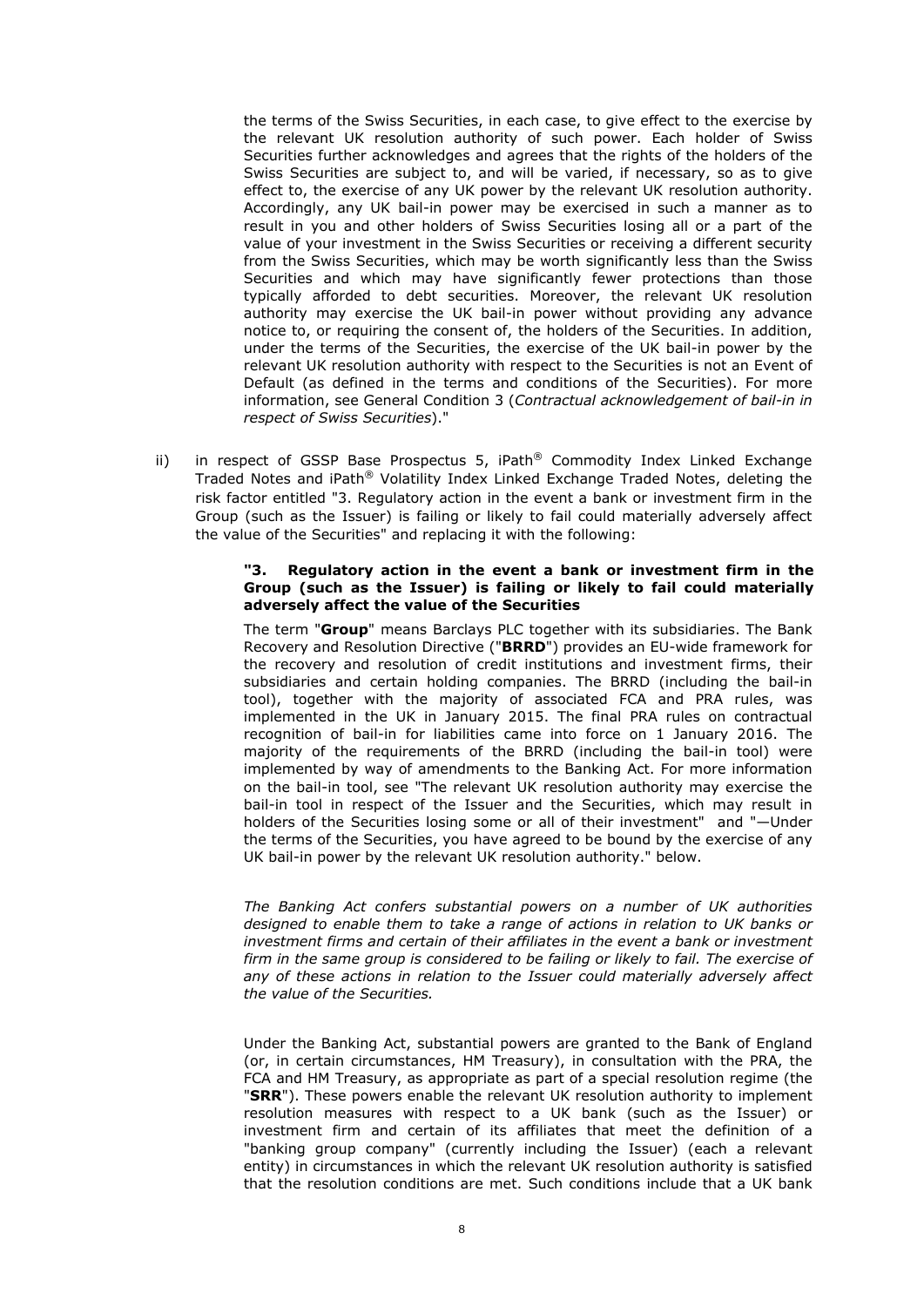the terms of the Swiss Securities, in each case, to give effect to the exercise by the relevant UK resolution authority of such power. Each holder of Swiss Securities further acknowledges and agrees that the rights of the holders of the Swiss Securities are subject to, and will be varied, if necessary, so as to give effect to, the exercise of any UK power by the relevant UK resolution authority. Accordingly, any UK bail-in power may be exercised in such a manner as to result in you and other holders of Swiss Securities losing all or a part of the value of your investment in the Swiss Securities or receiving a different security from the Swiss Securities, which may be worth significantly less than the Swiss Securities and which may have significantly fewer protections than those typically afforded to debt securities. Moreover, the relevant UK resolution authority may exercise the UK bail-in power without providing any advance notice to, or requiring the consent of, the holders of the Securities. In addition, under the terms of the Securities, the exercise of the UK bail-in power by the relevant UK resolution authority with respect to the Securities is not an Event of Default (as defined in the terms and conditions of the Securities). For more information, see General Condition 3 (*Contractual acknowledgement of bail-in in respect of Swiss Securities*)."

ii) in respect of GSSP Base Prospectus 5, iPath® Commodity Index Linked Exchange Traded Notes and iPath® Volatility Index Linked Exchange Traded Notes, deleting the risk factor entitled "3. Regulatory action in the event a bank or investment firm in the Group (such as the Issuer) is failing or likely to fail could materially adversely affect the value of the Securities" and replacing it with the following:

**"3. Regulatory action in the event a bank or investment firm in the Group (such as the Issuer) is failing or likely to fail could materially adversely affect the value of the Securities**

The term "**Group**" means Barclays PLC together with its subsidiaries. The Bank Recovery and Resolution Directive ("**BRRD**") provides an EU-wide framework for the recovery and resolution of credit institutions and investment firms, their subsidiaries and certain holding companies. The BRRD (including the bail-in tool), together with the majority of associated FCA and PRA rules, was implemented in the UK in January 2015. The final PRA rules on contractual recognition of bail-in for liabilities came into force on 1 January 2016. The majority of the requirements of the BRRD (including the bail-in tool) were implemented by way of amendments to the Banking Act. For more information on the bail-in tool, see "The relevant UK resolution authority may exercise the bail-in tool in respect of the Issuer and the Securities, which may result in holders of the Securities losing some or all of their investment" and "—Under the terms of the Securities, you have agreed to be bound by the exercise of any UK bail-in power by the relevant UK resolution authority." below.

*The Banking Act confers substantial powers on a number of UK authorities designed to enable them to take a range of actions in relation to UK banks or investment firms and certain of their affiliates in the event a bank or investment firm in the same group is considered to be failing or likely to fail. The exercise of any of these actions in relation to the Issuer could materially adversely affect the value of the Securities.*

Under the Banking Act, substantial powers are granted to the Bank of England (or, in certain circumstances, HM Treasury), in consultation with the PRA, the FCA and HM Treasury, as appropriate as part of a special resolution regime (the "**SRR**"). These powers enable the relevant UK resolution authority to implement resolution measures with respect to a UK bank (such as the Issuer) or investment firm and certain of its affiliates that meet the definition of a "banking group company" (currently including the Issuer) (each a relevant entity) in circumstances in which the relevant UK resolution authority is satisfied that the resolution conditions are met. Such conditions include that a UK bank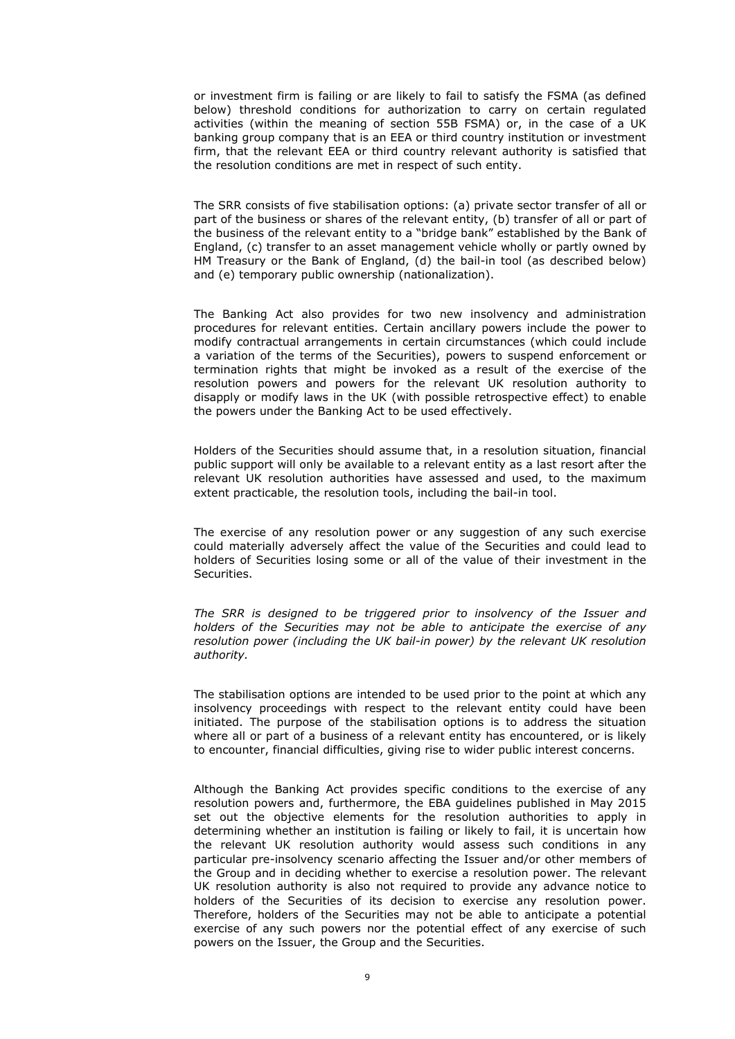or investment firm is failing or are likely to fail to satisfy the FSMA (as defined below) threshold conditions for authorization to carry on certain regulated activities (within the meaning of section 55B FSMA) or, in the case of a UK banking group company that is an EEA or third country institution or investment firm, that the relevant EEA or third country relevant authority is satisfied that the resolution conditions are met in respect of such entity.

The SRR consists of five stabilisation options: (a) private sector transfer of all or part of the business or shares of the relevant entity, (b) transfer of all or part of the business of the relevant entity to a "bridge bank" established by the Bank of England, (c) transfer to an asset management vehicle wholly or partly owned by HM Treasury or the Bank of England, (d) the bail-in tool (as described below) and (e) temporary public ownership (nationalization).

The Banking Act also provides for two new insolvency and administration procedures for relevant entities. Certain ancillary powers include the power to modify contractual arrangements in certain circumstances (which could include a variation of the terms of the Securities), powers to suspend enforcement or termination rights that might be invoked as a result of the exercise of the resolution powers and powers for the relevant UK resolution authority to disapply or modify laws in the UK (with possible retrospective effect) to enable the powers under the Banking Act to be used effectively.

Holders of the Securities should assume that, in a resolution situation, financial public support will only be available to a relevant entity as a last resort after the relevant UK resolution authorities have assessed and used, to the maximum extent practicable, the resolution tools, including the bail-in tool.

The exercise of any resolution power or any suggestion of any such exercise could materially adversely affect the value of the Securities and could lead to holders of Securities losing some or all of the value of their investment in the Securities.

*The SRR is designed to be triggered prior to insolvency of the Issuer and holders of the Securities may not be able to anticipate the exercise of any resolution power (including the UK bail-in power) by the relevant UK resolution authority.*

The stabilisation options are intended to be used prior to the point at which any insolvency proceedings with respect to the relevant entity could have been initiated. The purpose of the stabilisation options is to address the situation where all or part of a business of a relevant entity has encountered, or is likely to encounter, financial difficulties, giving rise to wider public interest concerns.

Although the Banking Act provides specific conditions to the exercise of any resolution powers and, furthermore, the EBA guidelines published in May 2015 set out the objective elements for the resolution authorities to apply in determining whether an institution is failing or likely to fail, it is uncertain how the relevant UK resolution authority would assess such conditions in any particular pre-insolvency scenario affecting the Issuer and/or other members of the Group and in deciding whether to exercise a resolution power. The relevant UK resolution authority is also not required to provide any advance notice to holders of the Securities of its decision to exercise any resolution power. Therefore, holders of the Securities may not be able to anticipate a potential exercise of any such powers nor the potential effect of any exercise of such powers on the Issuer, the Group and the Securities.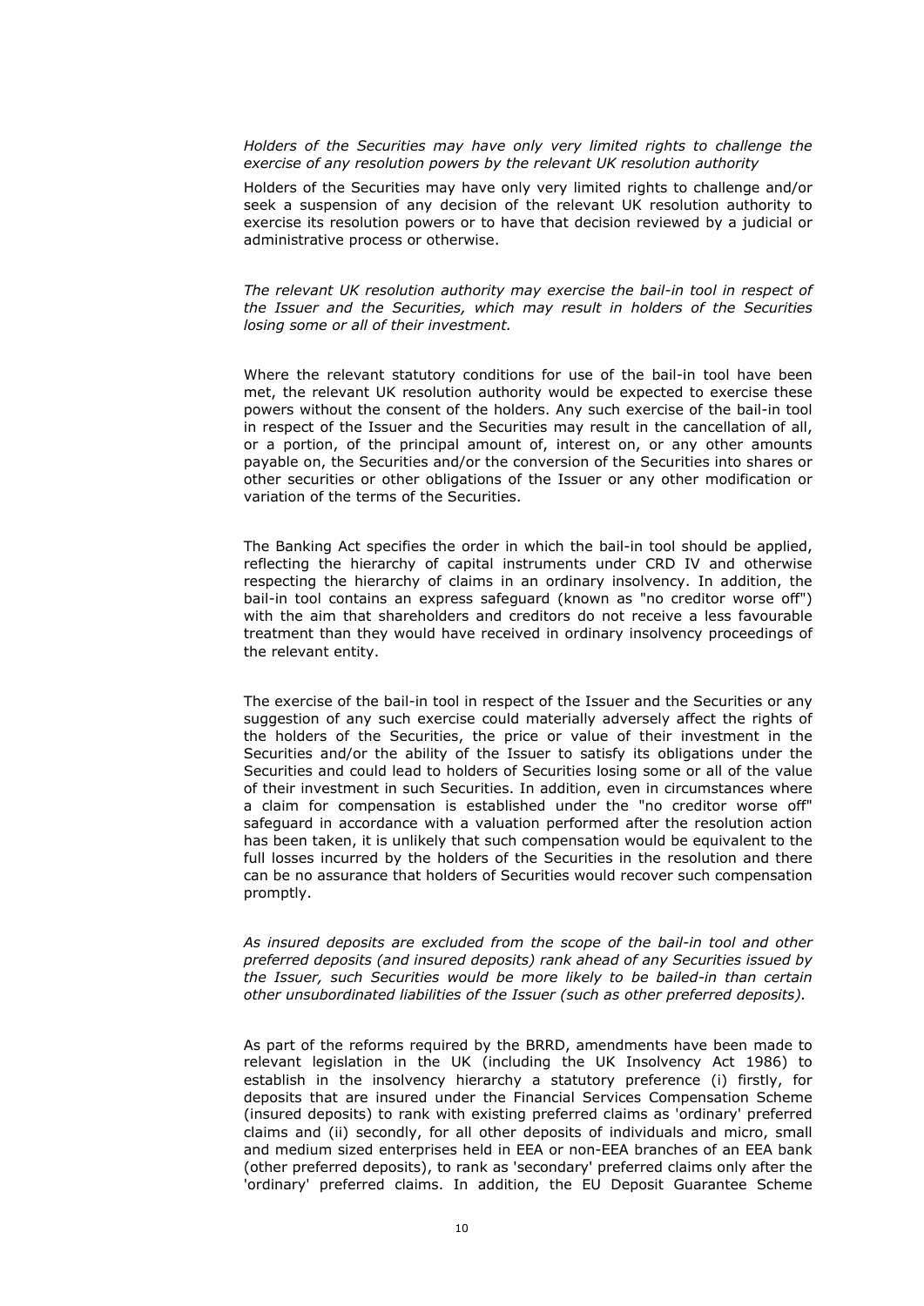*Holders of the Securities may have only very limited rights to challenge the exercise of any resolution powers by the relevant UK resolution authority*

Holders of the Securities may have only very limited rights to challenge and/or seek a suspension of any decision of the relevant UK resolution authority to exercise its resolution powers or to have that decision reviewed by a judicial or administrative process or otherwise.

*The relevant UK resolution authority may exercise the bail-in tool in respect of the Issuer and the Securities, which may result in holders of the Securities losing some or all of their investment.*

Where the relevant statutory conditions for use of the bail-in tool have been met, the relevant UK resolution authority would be expected to exercise these powers without the consent of the holders. Any such exercise of the bail-in tool in respect of the Issuer and the Securities may result in the cancellation of all, or a portion, of the principal amount of, interest on, or any other amounts payable on, the Securities and/or the conversion of the Securities into shares or other securities or other obligations of the Issuer or any other modification or variation of the terms of the Securities.

The Banking Act specifies the order in which the bail-in tool should be applied, reflecting the hierarchy of capital instruments under CRD IV and otherwise respecting the hierarchy of claims in an ordinary insolvency. In addition, the bail-in tool contains an express safeguard (known as "no creditor worse off") with the aim that shareholders and creditors do not receive a less favourable treatment than they would have received in ordinary insolvency proceedings of the relevant entity.

The exercise of the bail-in tool in respect of the Issuer and the Securities or any suggestion of any such exercise could materially adversely affect the rights of the holders of the Securities, the price or value of their investment in the Securities and/or the ability of the Issuer to satisfy its obligations under the Securities and could lead to holders of Securities losing some or all of the value of their investment in such Securities. In addition, even in circumstances where a claim for compensation is established under the "no creditor worse off" safeguard in accordance with a valuation performed after the resolution action has been taken, it is unlikely that such compensation would be equivalent to the full losses incurred by the holders of the Securities in the resolution and there can be no assurance that holders of Securities would recover such compensation promptly.

*As insured deposits are excluded from the scope of the bail-in tool and other preferred deposits (and insured deposits) rank ahead of any Securities issued by the Issuer, such Securities would be more likely to be bailed-in than certain other unsubordinated liabilities of the Issuer (such as other preferred deposits).*

As part of the reforms required by the BRRD, amendments have been made to relevant legislation in the UK (including the UK Insolvency Act 1986) to establish in the insolvency hierarchy a statutory preference (i) firstly, for deposits that are insured under the Financial Services Compensation Scheme (insured deposits) to rank with existing preferred claims as 'ordinary' preferred claims and (ii) secondly, for all other deposits of individuals and micro, small and medium sized enterprises held in EEA or non-EEA branches of an EEA bank (other preferred deposits), to rank as 'secondary' preferred claims only after the 'ordinary' preferred claims. In addition, the EU Deposit Guarantee Scheme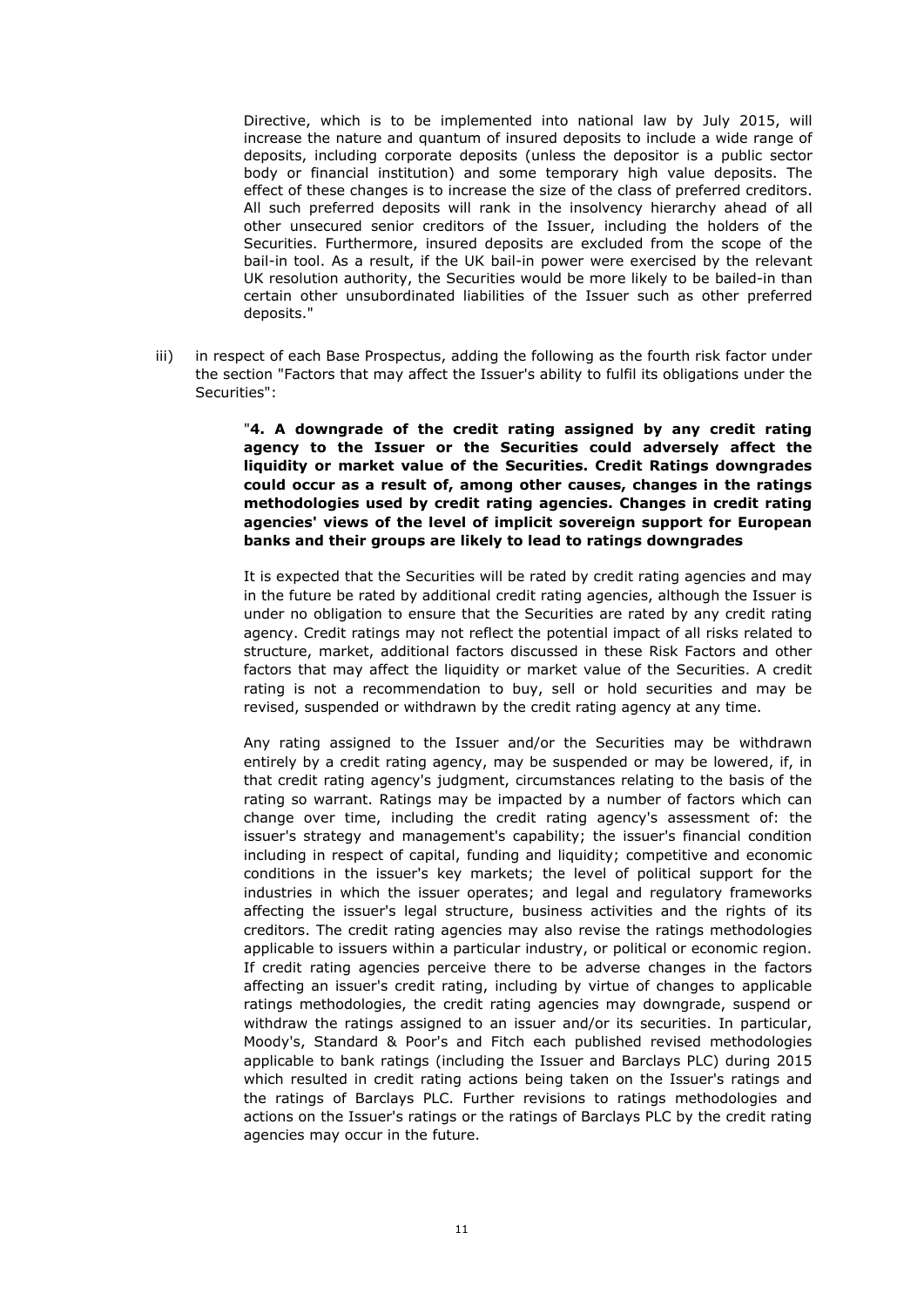Directive, which is to be implemented into national law by July 2015, will increase the nature and quantum of insured deposits to include a wide range of deposits, including corporate deposits (unless the depositor is a public sector body or financial institution) and some temporary high value deposits. The effect of these changes is to increase the size of the class of preferred creditors. All such preferred deposits will rank in the insolvency hierarchy ahead of all other unsecured senior creditors of the Issuer, including the holders of the Securities. Furthermore, insured deposits are excluded from the scope of the bail-in tool. As a result, if the UK bail-in power were exercised by the relevant UK resolution authority, the Securities would be more likely to be bailed-in than certain other unsubordinated liabilities of the Issuer such as other preferred deposits."

iii) in respect of each Base Prospectus, adding the following as the fourth risk factor under the section "Factors that may affect the Issuer's ability to fulfil its obligations under the Securities":

"**4. A downgrade of the credit rating assigned by any credit rating agency to the Issuer or the Securities could adversely affect the liquidity or market value of the Securities. Credit Ratings downgrades could occur as a result of, among other causes, changes in the ratings methodologies used by credit rating agencies. Changes in credit rating agencies' views of the level of implicit sovereign support for European banks and their groups are likely to lead to ratings downgrades**

It is expected that the Securities will be rated by credit rating agencies and may in the future be rated by additional credit rating agencies, although the Issuer is under no obligation to ensure that the Securities are rated by any credit rating agency. Credit ratings may not reflect the potential impact of all risks related to structure, market, additional factors discussed in these Risk Factors and other factors that may affect the liquidity or market value of the Securities. A credit rating is not a recommendation to buy, sell or hold securities and may be revised, suspended or withdrawn by the credit rating agency at any time.

Any rating assigned to the Issuer and/or the Securities may be withdrawn entirely by a credit rating agency, may be suspended or may be lowered, if, in that credit rating agency's judgment, circumstances relating to the basis of the rating so warrant. Ratings may be impacted by a number of factors which can change over time, including the credit rating agency's assessment of: the issuer's strategy and management's capability; the issuer's financial condition including in respect of capital, funding and liquidity; competitive and economic conditions in the issuer's key markets; the level of political support for the industries in which the issuer operates; and legal and regulatory frameworks affecting the issuer's legal structure, business activities and the rights of its creditors. The credit rating agencies may also revise the ratings methodologies applicable to issuers within a particular industry, or political or economic region. If credit rating agencies perceive there to be adverse changes in the factors affecting an issuer's credit rating, including by virtue of changes to applicable ratings methodologies, the credit rating agencies may downgrade, suspend or withdraw the ratings assigned to an issuer and/or its securities. In particular, Moody's, Standard & Poor's and Fitch each published revised methodologies applicable to bank ratings (including the Issuer and Barclays PLC) during 2015 which resulted in credit rating actions being taken on the Issuer's ratings and the ratings of Barclays PLC. Further revisions to ratings methodologies and actions on the Issuer's ratings or the ratings of Barclays PLC by the credit rating agencies may occur in the future.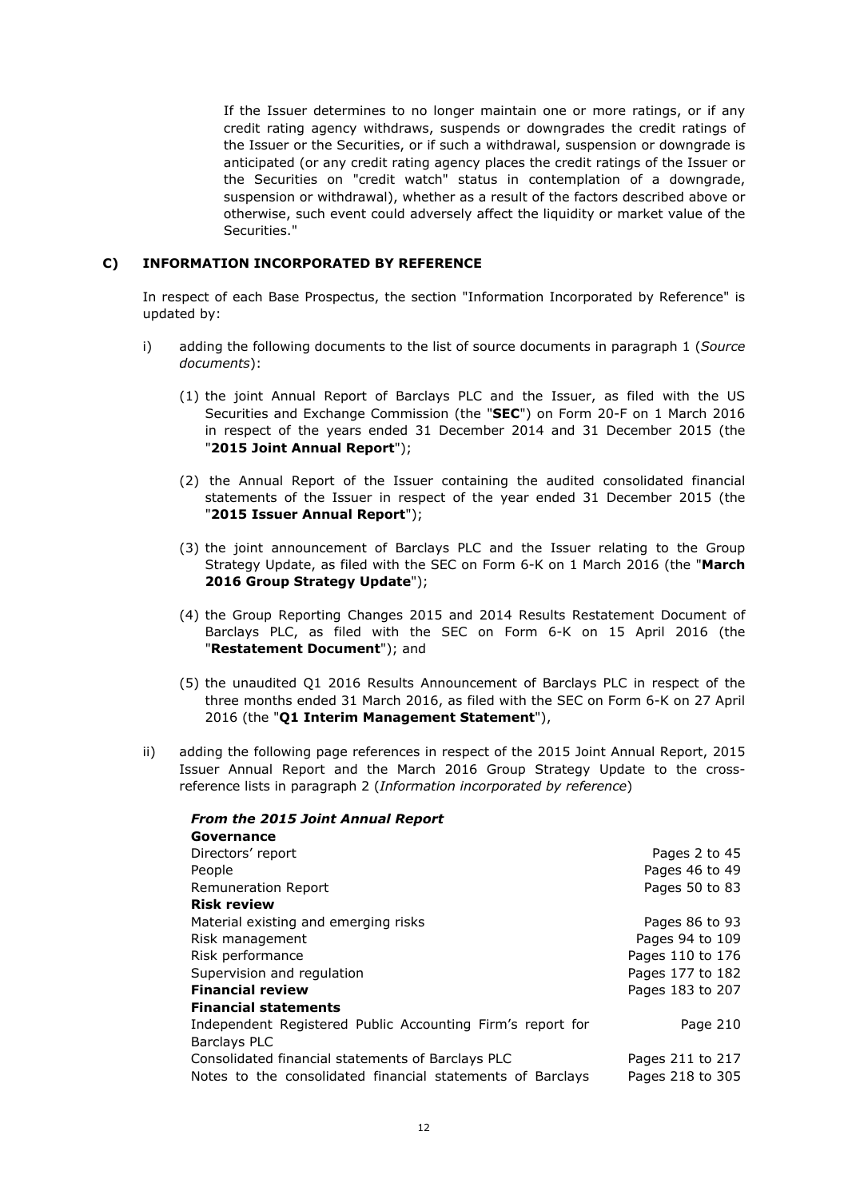If the Issuer determines to no longer maintain one or more ratings, or if any credit rating agency withdraws, suspends or downgrades the credit ratings of the Issuer or the Securities, or if such a withdrawal, suspension or downgrade is anticipated (or any credit rating agency places the credit ratings of the Issuer or the Securities on "credit watch" status in contemplation of a downgrade, suspension or withdrawal), whether as a result of the factors described above or otherwise, such event could adversely affect the liquidity or market value of the Securities."

## C) INFORMATION INCORPORATED BY REFERENCE

In respect of each Base Prospectus, the section "Information Incorporated by Reference" is updated by:

i) adding the following documents to the list of source documents in paragraph 1 (*Source documents*):

   (1) the joint Annual Report of Barclays PLC and the Issuer, as filed with the US Securities and Exchange Commission (the "**SEC**") on Form 20-F on 1 March 2016 in respect of the years ended 31 December 2014 and 31 December 2015 (the "**2015 Joint Annual Report**");

   (2) the Annual Report of the Issuer containing the audited consolidated financial statements of the Issuer in respect of the year ended 31 December 2015 (the "**2015 Issuer Annual Report**");

   (3) the joint announcement of Barclays PLC and the Issuer relating to the Group Strategy Update, as filed with the SEC on Form 6-K on 1 March 2016 (the "**March 2016 Group Strategy Update**");

   (4) the Group Reporting Changes 2015 and 2014 Results Restatement Document of Barclays PLC, as filed with the SEC on Form 6-K on 15 April 2016 (the "**Restatement Document**"); and

   (5) the unaudited Q1 2016 Results Announcement of Barclays PLC in respect of the three months ended 31 March 2016, as filed with the SEC on Form 6-K on 27 April 2016 (the "**Q1 Interim Management Statement**"),

ii) adding the following page references in respect of the 2015 Joint Annual Report, 2015 Issuer Annual Report and the March 2016 Group Strategy Update to the cross-reference lists in paragraph 2 (*Information incorporated by reference*)

| ***From the 2015 Joint Annual Report*** | |
|---|---|
| **Governance** | |
| Directors' report | Pages 2 to 45 |
| People | Pages 46 to 49 |
| Remuneration Report | Pages 50 to 83 |
| **Risk review** | |
| Material existing and emerging risks | Pages 86 to 93 |
| Risk management | Pages 94 to 109 |
| Risk performance | Pages 110 to 176 |
| Supervision and regulation | Pages 177 to 182 |
| **Financial review** | Pages 183 to 207 |
| **Financial statements** | |
| Independent Registered Public Accounting Firm's report for Barclays PLC | Page 210 |
| Consolidated financial statements of Barclays PLC | Pages 211 to 217 |
| Notes to the consolidated financial statements of Barclays | Pages 218 to 305 |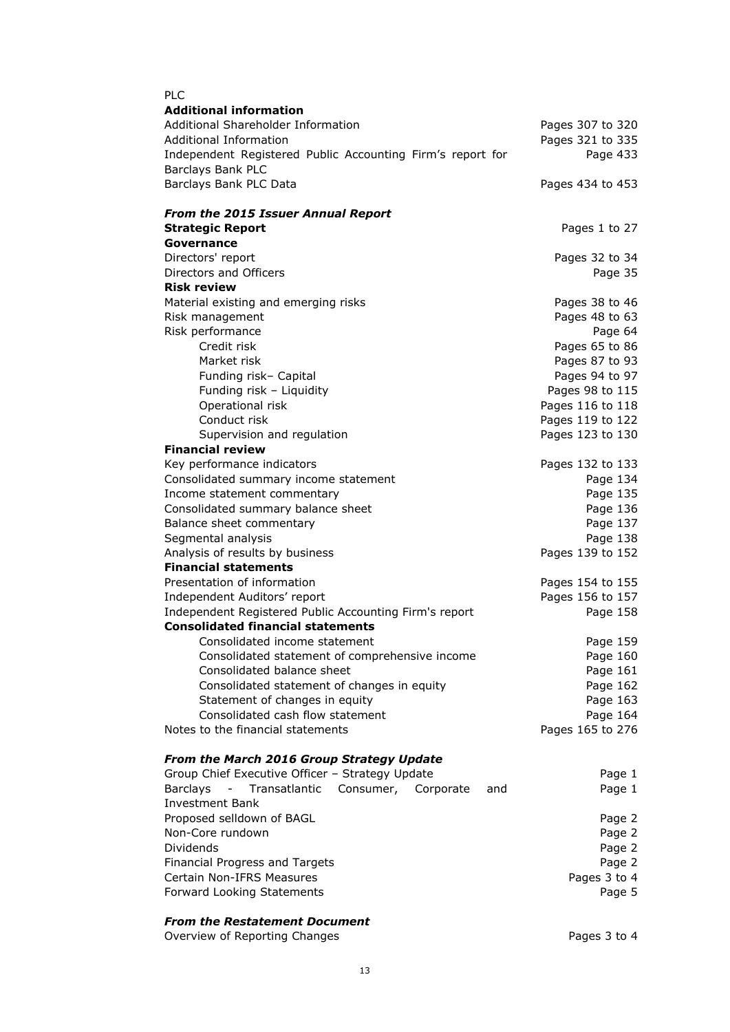PLC

**Additional information**

| | |
|---|---|
| Additional Shareholder Information | Pages 307 to 320 |
| Additional Information | Pages 321 to 335 |
| Independent Registered Public Accounting Firm's report for Barclays Bank PLC | Page 433 |
| Barclays Bank PLC Data | Pages 434 to 453 |

***From the 2015 Issuer Annual Report***

| | |
|---|---|
| **Strategic Report** | Pages 1 to 27 |
| **Governance** | |
| Directors' report | Pages 32 to 34 |
| Directors and Officers | Page 35 |
| **Risk review** | |
| Material existing and emerging risks | Pages 38 to 46 |
| Risk management | Pages 48 to 63 |
| Risk performance | Page 64 |
| Credit risk | Pages 65 to 86 |
| Market risk | Pages 87 to 93 |
| Funding risk– Capital | Pages 94 to 97 |
| Funding risk – Liquidity | Pages 98 to 115 |
| Operational risk | Pages 116 to 118 |
| Conduct risk | Pages 119 to 122 |
| Supervision and regulation | Pages 123 to 130 |
| **Financial review** | |
| Key performance indicators | Pages 132 to 133 |
| Consolidated summary income statement | Page 134 |
| Income statement commentary | Page 135 |
| Consolidated summary balance sheet | Page 136 |
| Balance sheet commentary | Page 137 |
| Segmental analysis | Page 138 |
| Analysis of results by business | Pages 139 to 152 |
| **Financial statements** | |
| Presentation of information | Pages 154 to 155 |
| Independent Auditors' report | Pages 156 to 157 |
| Independent Registered Public Accounting Firm's report | Page 158 |
| **Consolidated financial statements** | |
| Consolidated income statement | Page 159 |
| Consolidated statement of comprehensive income | Page 160 |
| Consolidated balance sheet | Page 161 |
| Consolidated statement of changes in equity | Page 162 |
| Statement of changes in equity | Page 163 |
| Consolidated cash flow statement | Page 164 |
| Notes to the financial statements | Pages 165 to 276 |

***From the March 2016 Group Strategy Update***

| | |
|---|---|
| Group Chief Executive Officer – Strategy Update | Page 1 |
| Barclays - Transatlantic Consumer, Corporate and Investment Bank | Page 1 |
| Proposed selldown of BAGL | Page 2 |
| Non-Core rundown | Page 2 |
| Dividends | Page 2 |
| Financial Progress and Targets | Page 2 |
| Certain Non-IFRS Measures | Pages 3 to 4 |
| Forward Looking Statements | Page 5 |

***From the Restatement Document***

| | |
|---|---|
| Overview of Reporting Changes | Pages 3 to 4 |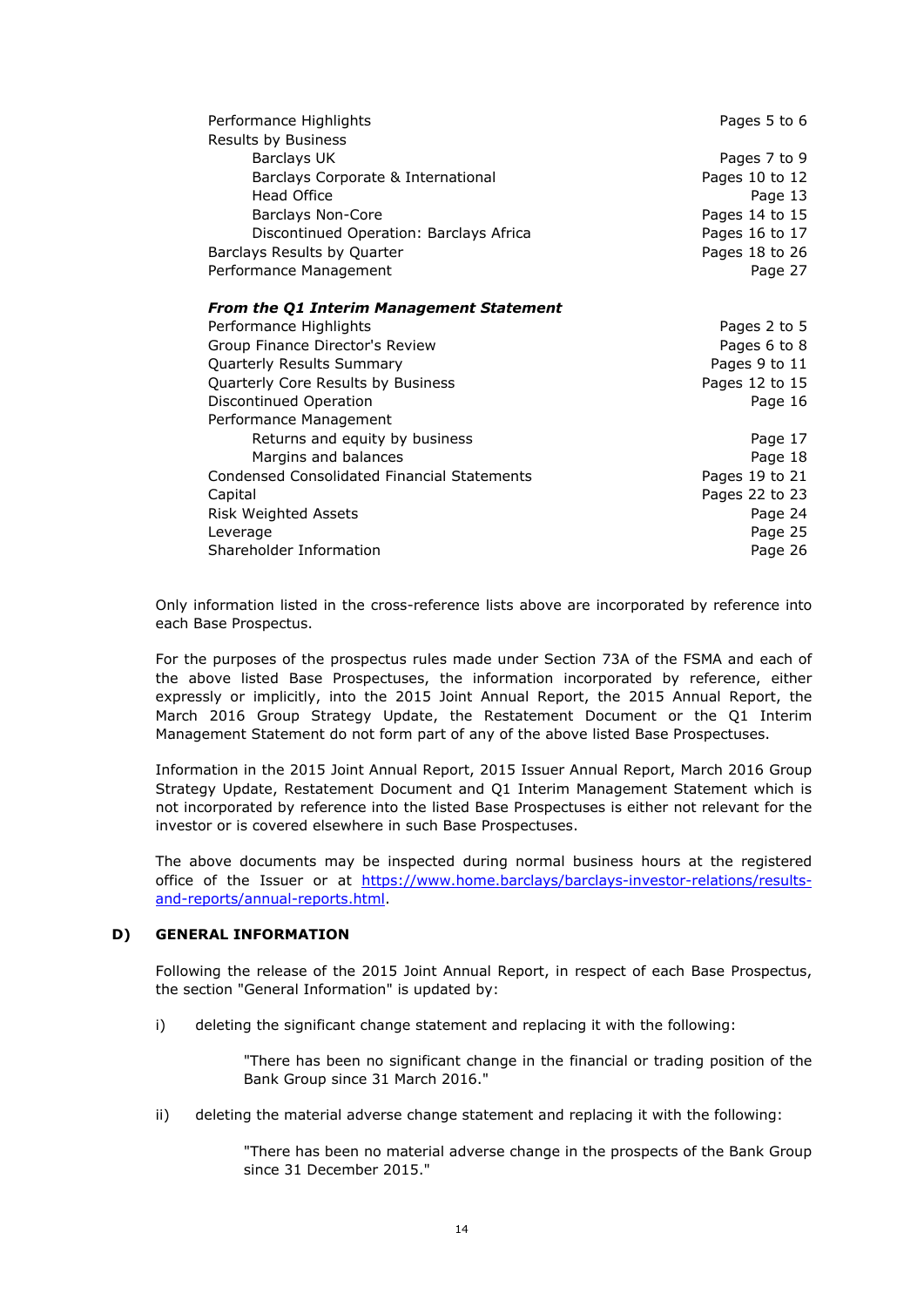| | |
|---|---|
| Performance Highlights | Pages 5 to 6 |
| Results by Business | |
| Barclays UK | Pages 7 to 9 |
| Barclays Corporate & International | Pages 10 to 12 |
| Head Office | Page 13 |
| Barclays Non-Core | Pages 14 to 15 |
| Discontinued Operation: Barclays Africa | Pages 16 to 17 |
| Barclays Results by Quarter | Pages 18 to 26 |
| Performance Management | Page 27 |
| | |
| ***From the Q1 Interim Management Statement*** | |
| Performance Highlights | Pages 2 to 5 |
| Group Finance Director's Review | Pages 6 to 8 |
| Quarterly Results Summary | Pages 9 to 11 |
| Quarterly Core Results by Business | Pages 12 to 15 |
| Discontinued Operation | Page 16 |
| Performance Management | |
| Returns and equity by business | Page 17 |
| Margins and balances | Page 18 |
| Condensed Consolidated Financial Statements | Pages 19 to 21 |
| Capital | Pages 22 to 23 |
| Risk Weighted Assets | Page 24 |
| Leverage | Page 25 |
| Shareholder Information | Page 26 |

Only information listed in the cross-reference lists above are incorporated by reference into each Base Prospectus.

For the purposes of the prospectus rules made under Section 73A of the FSMA and each of the above listed Base Prospectuses, the information incorporated by reference, either expressly or implicitly, into the 2015 Joint Annual Report, the 2015 Annual Report, the March 2016 Group Strategy Update, the Restatement Document or the Q1 Interim Management Statement do not form part of any of the above listed Base Prospectuses.

Information in the 2015 Joint Annual Report, 2015 Issuer Annual Report, March 2016 Group Strategy Update, Restatement Document and Q1 Interim Management Statement which is not incorporated by reference into the listed Base Prospectuses is either not relevant for the investor or is covered elsewhere in such Base Prospectuses.

The above documents may be inspected during normal business hours at the registered office of the Issuer or at [https://www.home.barclays/barclays-investor-relations/results-and-reports/annual-reports.html](https://www.home.barclays/barclays-investor-relations/results-and-reports/annual-reports.html).

## D) GENERAL INFORMATION

Following the release of the 2015 Joint Annual Report, in respect of each Base Prospectus, the section "General Information" is updated by:

i) deleting the significant change statement and replacing it with the following:

> "There has been no significant change in the financial or trading position of the Bank Group since 31 March 2016."

ii) deleting the material adverse change statement and replacing it with the following:

> "There has been no material adverse change in the prospects of the Bank Group since 31 December 2015."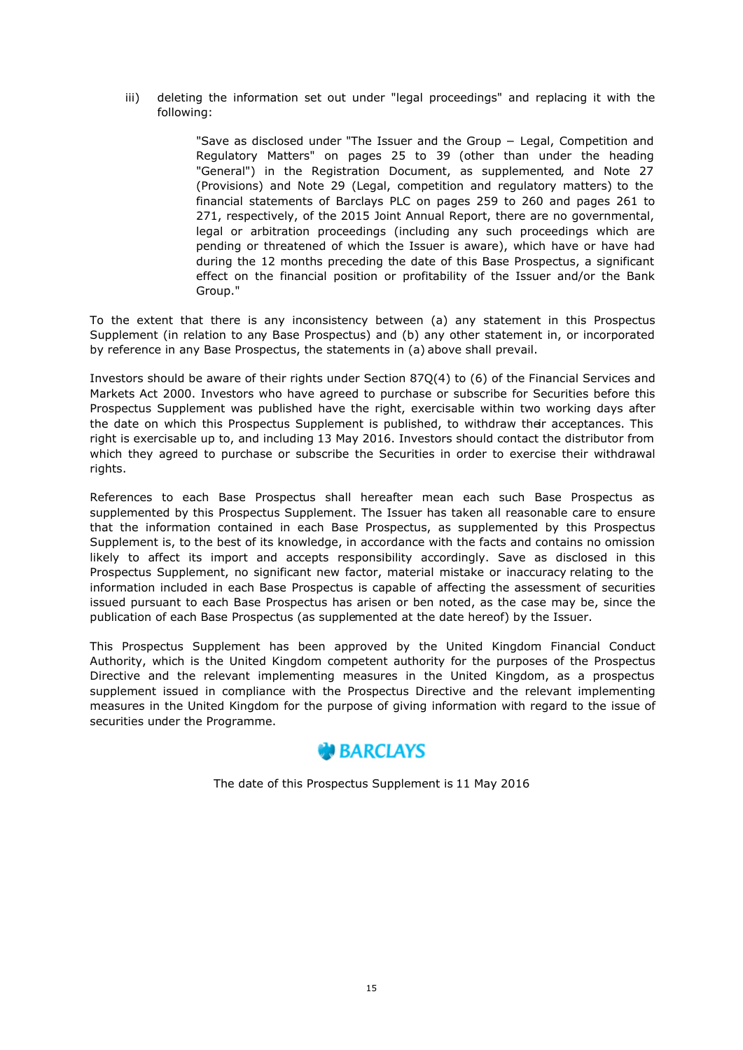iii) deleting the information set out under "legal proceedings" and replacing it with the following:

> "Save as disclosed under "The Issuer and the Group – Legal, Competition and Regulatory Matters" on pages 25 to 39 (other than under the heading "General") in the Registration Document, as supplemented, and Note 27 (Provisions) and Note 29 (Legal, competition and regulatory matters) to the financial statements of Barclays PLC on pages 259 to 260 and pages 261 to 271, respectively, of the 2015 Joint Annual Report, there are no governmental, legal or arbitration proceedings (including any such proceedings which are pending or threatened of which the Issuer is aware), which have or have had during the 12 months preceding the date of this Base Prospectus, a significant effect on the financial position or profitability of the Issuer and/or the Bank Group."

To the extent that there is any inconsistency between (a) any statement in this Prospectus Supplement (in relation to any Base Prospectus) and (b) any other statement in, or incorporated by reference in any Base Prospectus, the statements in (a) above shall prevail.

Investors should be aware of their rights under Section 87Q(4) to (6) of the Financial Services and Markets Act 2000. Investors who have agreed to purchase or subscribe for Securities before this Prospectus Supplement was published have the right, exercisable within two working days after the date on which this Prospectus Supplement is published, to withdraw their acceptances. This right is exercisable up to, and including 13 May 2016. Investors should contact the distributor from which they agreed to purchase or subscribe the Securities in order to exercise their withdrawal rights.

References to each Base Prospectus shall hereafter mean each such Base Prospectus as supplemented by this Prospectus Supplement. The Issuer has taken all reasonable care to ensure that the information contained in each Base Prospectus, as supplemented by this Prospectus Supplement is, to the best of its knowledge, in accordance with the facts and contains no omission likely to affect its import and accepts responsibility accordingly. Save as disclosed in this Prospectus Supplement, no significant new factor, material mistake or inaccuracy relating to the information included in each Base Prospectus is capable of affecting the assessment of securities issued pursuant to each Base Prospectus has arisen or ben noted, as the case may be, since the publication of each Base Prospectus (as supplemented at the date hereof) by the Issuer.

This Prospectus Supplement has been approved by the United Kingdom Financial Conduct Authority, which is the United Kingdom competent authority for the purposes of the Prospectus Directive and the relevant implementing measures in the United Kingdom, as a prospectus supplement issued in compliance with the Prospectus Directive and the relevant implementing measures in the United Kingdom for the purpose of giving information with regard to the issue of securities under the Programme.

BARCLAYS

The date of this Prospectus Supplement is 11 May 2016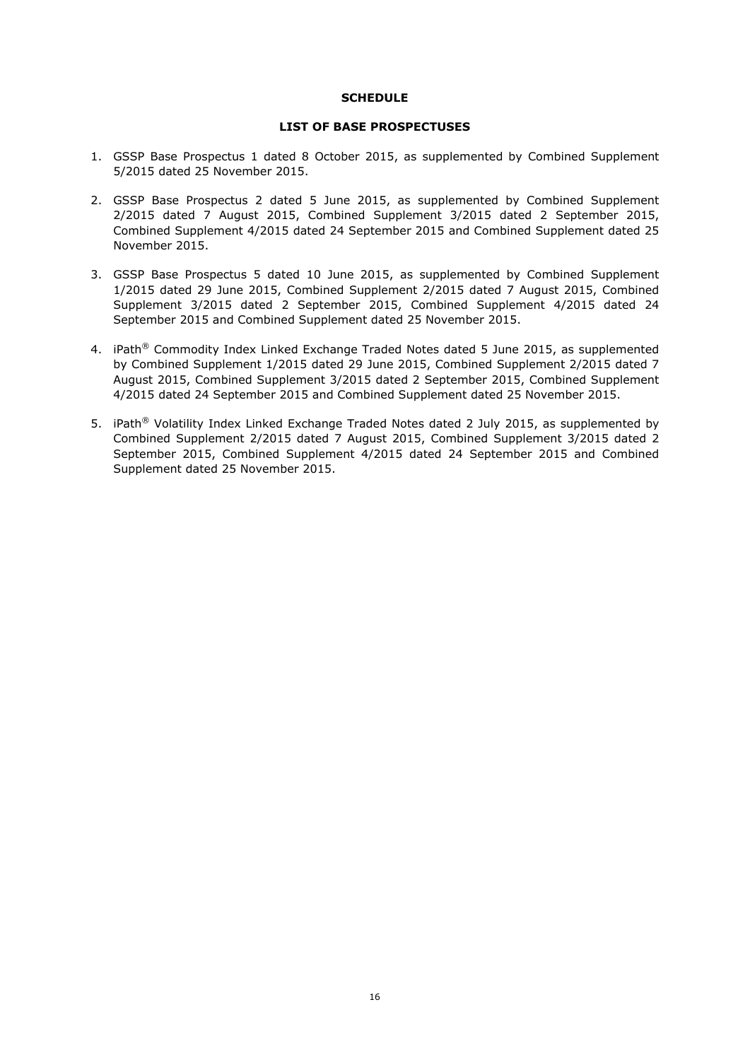## SCHEDULE

## LIST OF BASE PROSPECTUSES

1. GSSP Base Prospectus 1 dated 8 October 2015, as supplemented by Combined Supplement 5/2015 dated 25 November 2015.
2. GSSP Base Prospectus 2 dated 5 June 2015, as supplemented by Combined Supplement 2/2015 dated 7 August 2015, Combined Supplement 3/2015 dated 2 September 2015, Combined Supplement 4/2015 dated 24 September 2015 and Combined Supplement dated 25 November 2015.
3. GSSP Base Prospectus 5 dated 10 June 2015, as supplemented by Combined Supplement 1/2015 dated 29 June 2015, Combined Supplement 2/2015 dated 7 August 2015, Combined Supplement 3/2015 dated 2 September 2015, Combined Supplement 4/2015 dated 24 September 2015 and Combined Supplement dated 25 November 2015.
4. iPath® Commodity Index Linked Exchange Traded Notes dated 5 June 2015, as supplemented by Combined Supplement 1/2015 dated 29 June 2015, Combined Supplement 2/2015 dated 7 August 2015, Combined Supplement 3/2015 dated 2 September 2015, Combined Supplement 4/2015 dated 24 September 2015 and Combined Supplement dated 25 November 2015.
5. iPath® Volatility Index Linked Exchange Traded Notes dated 2 July 2015, as supplemented by Combined Supplement 2/2015 dated 7 August 2015, Combined Supplement 3/2015 dated 2 September 2015, Combined Supplement 4/2015 dated 24 September 2015 and Combined Supplement dated 25 November 2015.